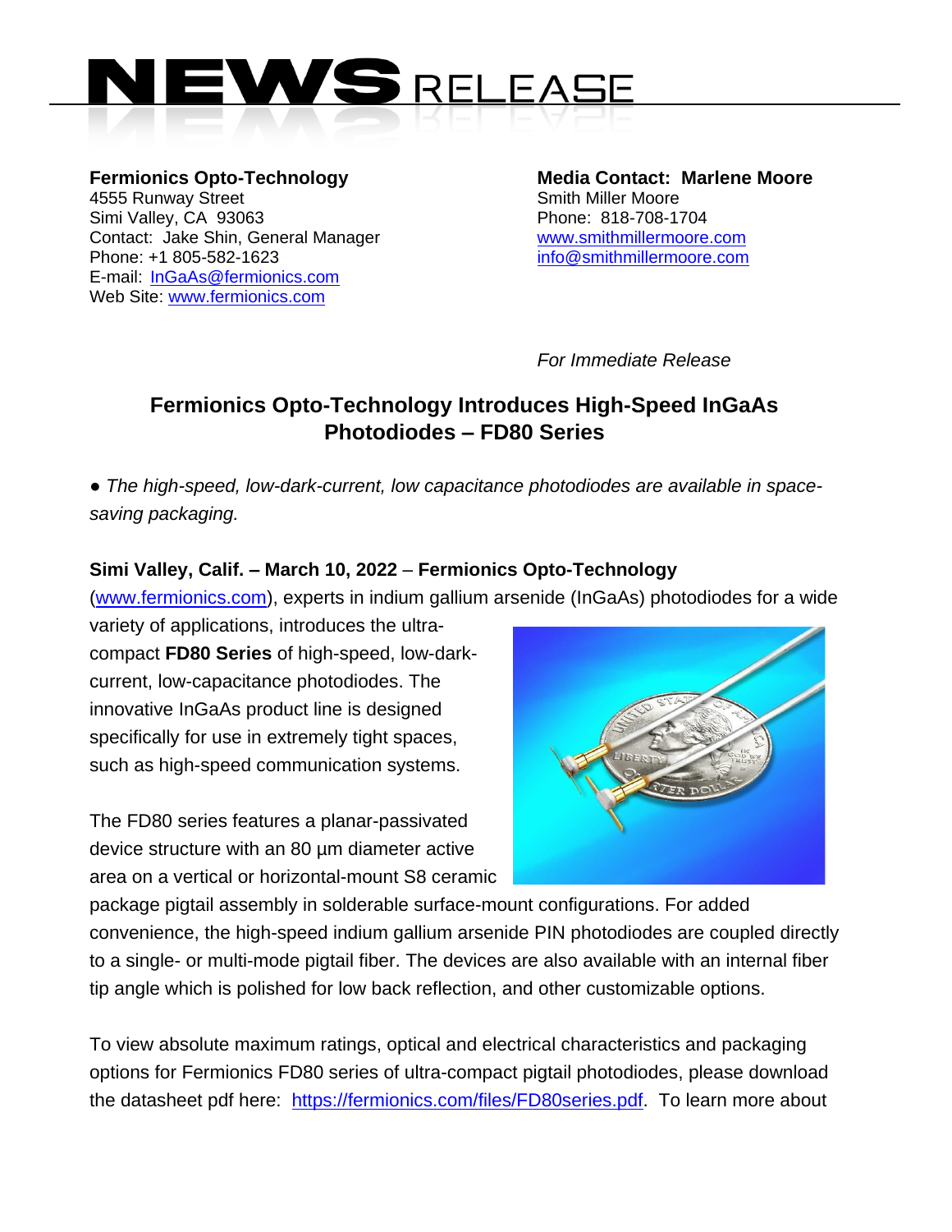# NEWS RELEASE

**Fermionics Opto-Technology**
4555 Runway Street
Simi Valley, CA 93063
Contact: Jake Shin, General Manager
Phone: +1 805-582-1623
E-mail: InGaAs@fermionics.com
Web Site: www.fermionics.com

**Media Contact: Marlene Moore**
Smith Miller Moore
Phone: 818-708-1704
www.smithmillermoore.com
info@smithmillermoore.com

*For Immediate Release*

## Fermionics Opto-Technology Introduces High-Speed InGaAs Photodiodes – FD80 Series

● *The high-speed, low-dark-current, low capacitance photodiodes are available in space-saving packaging.*

**Simi Valley, Calif. – March 10, 2022** – **Fermionics Opto-Technology** (www.fermionics.com), experts in indium gallium arsenide (InGaAs) photodiodes for a wide variety of applications, introduces the ultra-compact **FD80 Series** of high-speed, low-dark-current, low-capacitance photodiodes. The innovative InGaAs product line is designed specifically for use in extremely tight spaces, such as high-speed communication systems.

The FD80 series features a planar-passivated device structure with an 80 µm diameter active area on a vertical or horizontal-mount S8 ceramic package pigtail assembly in solderable surface-mount configurations. For added convenience, the high-speed indium gallium arsenide PIN photodiodes are coupled directly to a single- or multi-mode pigtail fiber. The devices are also available with an internal fiber tip angle which is polished for low back reflection, and other customizable options.

To view absolute maximum ratings, optical and electrical characteristics and packaging options for Fermionics FD80 series of ultra-compact pigtail photodiodes, please download the datasheet pdf here: https://fermionics.com/files/FD80series.pdf. To learn more about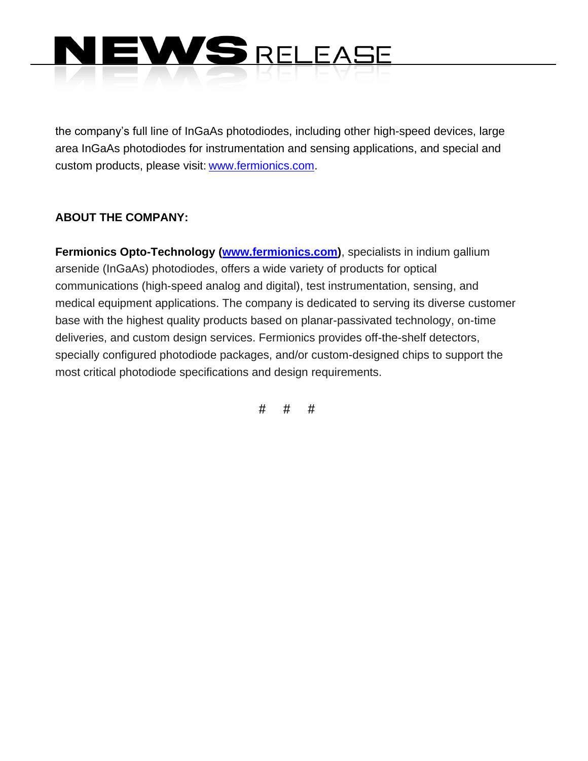the company's full line of InGaAs photodiodes, including other high-speed devices, large area InGaAs photodiodes for instrumentation and sensing applications, and special and custom products, please visit: www.fermionics.com.

**ABOUT THE COMPANY:**

**Fermionics Opto-Technology (www.fermionics.com)**, specialists in indium gallium arsenide (InGaAs) photodiodes, offers a wide variety of products for optical communications (high-speed analog and digital), test instrumentation, sensing, and medical equipment applications. The company is dedicated to serving its diverse customer base with the highest quality products based on planar-passivated technology, on-time deliveries, and custom design services. Fermionics provides off-the-shelf detectors, specially configured photodiode packages, and/or custom-designed chips to support the most critical photodiode specifications and design requirements.

# # #